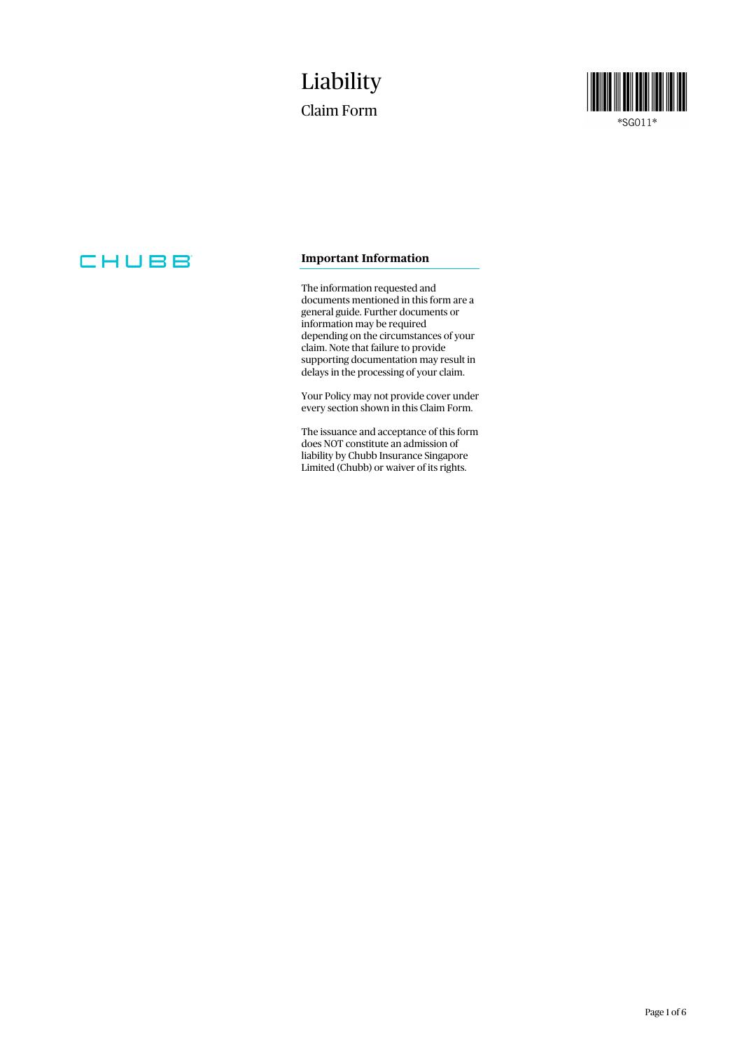# Liability

## Claim Form

*SG011*

CHUBB

### Important Information

The information requested and documents mentioned in this form are a general guide. Further documents or information may be required depending on the circumstances of your claim. Note that failure to provide supporting documentation may result in delays in the processing of your claim.

Your Policy may not provide cover under every section shown in this Claim Form.

The issuance and acceptance of this form does NOT constitute an admission of liability by Chubb Insurance Singapore Limited (Chubb) or waiver of its rights.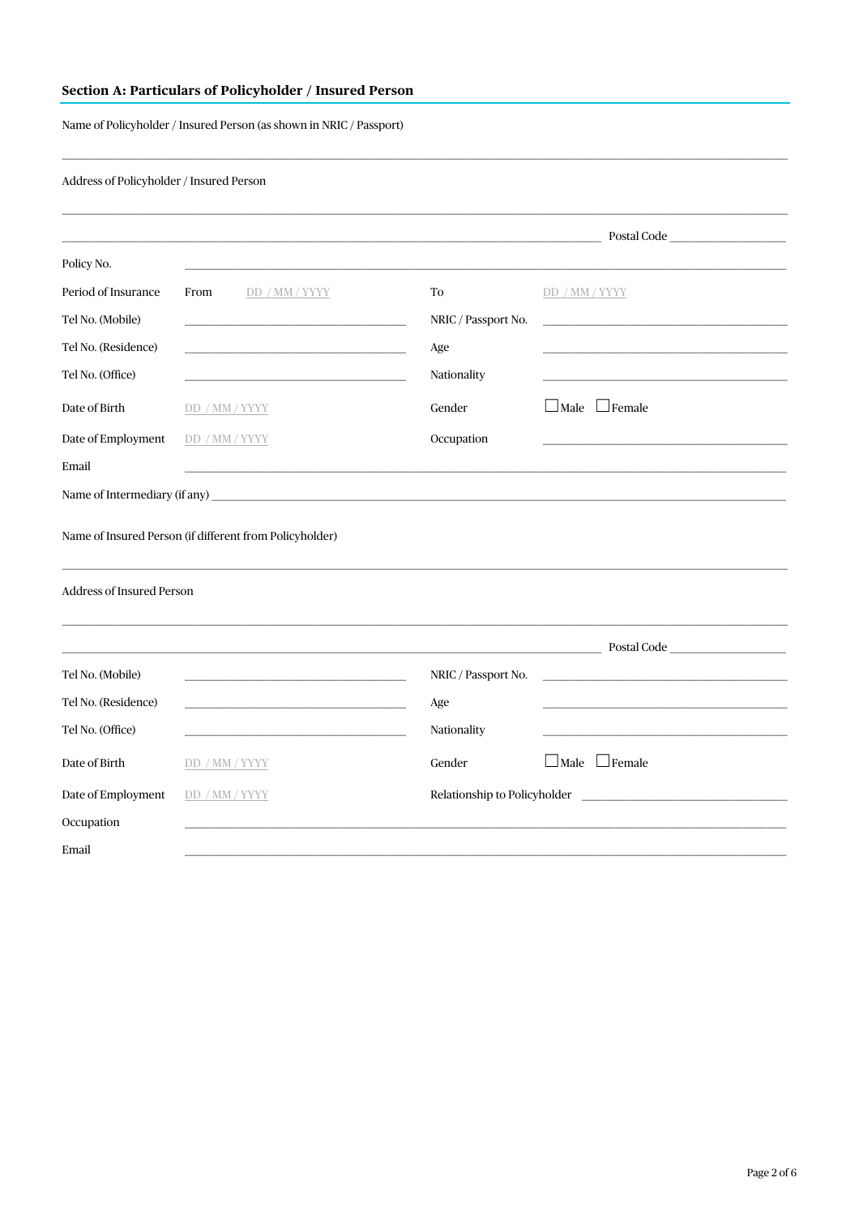## Section A: Particulars of Policyholder / Insured Person

Name of Policyholder / Insured Person (as shown in NRIC / Passport)

\_\_\_\_\_\_\_\_\_\_\_\_\_\_\_\_\_\_\_\_\_\_\_\_\_\_\_\_\_\_\_\_\_\_\_\_\_\_\_\_\_\_\_\_\_\_\_\_

Address of Policyholder / Insured Person

\_\_\_\_\_\_\_\_\_\_\_\_\_\_\_\_\_\_\_\_\_\_\_\_\_\_\_\_\_\_\_\_\_\_\_\_\_\_\_\_\_\_\_\_\_\_\_\_

\_\_\_\_\_\_\_\_\_\_\_\_\_\_\_\_\_\_\_\_\_\_\_\_\_\_\_\_\_\_\_\_\_\_\_\_ Postal Code \_\_\_\_\_\_\_\_\_\_\_\_

| | | | |
|---|---|---|---|
| Policy No. | \_\_\_\_\_\_\_\_\_\_\_\_ | | |
| Period of Insurance | From DD / MM / YYYY | To | DD / MM / YYYY |
| Tel No. (Mobile) | \_\_\_\_\_\_\_\_\_\_\_\_ | NRIC / Passport No. | \_\_\_\_\_\_\_\_\_\_\_\_ |
| Tel No. (Residence) | \_\_\_\_\_\_\_\_\_\_\_\_ | Age | \_\_\_\_\_\_\_\_\_\_\_\_ |
| Tel No. (Office) | \_\_\_\_\_\_\_\_\_\_\_\_ | Nationality | \_\_\_\_\_\_\_\_\_\_\_\_ |
| Date of Birth | DD / MM / YYYY | Gender | ☐ Male ☐ Female |
| Date of Employment | DD / MM / YYYY | Occupation | \_\_\_\_\_\_\_\_\_\_\_\_ |
| Email | \_\_\_\_\_\_\_\_\_\_\_\_ | | |

Name of Intermediary (if any) \_\_\_\_\_\_\_\_\_\_\_\_\_\_\_\_\_\_\_\_\_\_\_\_\_\_\_\_\_\_\_\_\_\_\_\_

Name of Insured Person (if different from Policyholder)

\_\_\_\_\_\_\_\_\_\_\_\_\_\_\_\_\_\_\_\_\_\_\_\_\_\_\_\_\_\_\_\_\_\_\_\_\_\_\_\_\_\_\_\_\_\_\_\_

Address of Insured Person

\_\_\_\_\_\_\_\_\_\_\_\_\_\_\_\_\_\_\_\_\_\_\_\_\_\_\_\_\_\_\_\_\_\_\_\_\_\_\_\_\_\_\_\_\_\_\_\_

\_\_\_\_\_\_\_\_\_\_\_\_\_\_\_\_\_\_\_\_\_\_\_\_\_\_\_\_\_\_\_\_\_\_\_\_ Postal Code \_\_\_\_\_\_\_\_\_\_\_\_

| | | | |
|---|---|---|---|
| Tel No. (Mobile) | \_\_\_\_\_\_\_\_\_\_\_\_ | NRIC / Passport No. | \_\_\_\_\_\_\_\_\_\_\_\_ |
| Tel No. (Residence) | \_\_\_\_\_\_\_\_\_\_\_\_ | Age | \_\_\_\_\_\_\_\_\_\_\_\_ |
| Tel No. (Office) | \_\_\_\_\_\_\_\_\_\_\_\_ | Nationality | \_\_\_\_\_\_\_\_\_\_\_\_ |
| Date of Birth | DD / MM / YYYY | Gender | ☐ Male ☐ Female |
| Date of Employment | DD / MM / YYYY | Relationship to Policyholder | \_\_\_\_\_\_\_\_\_\_\_\_ |
| Occupation | \_\_\_\_\_\_\_\_\_\_\_\_ | | |
| Email | \_\_\_\_\_\_\_\_\_\_\_\_ | | |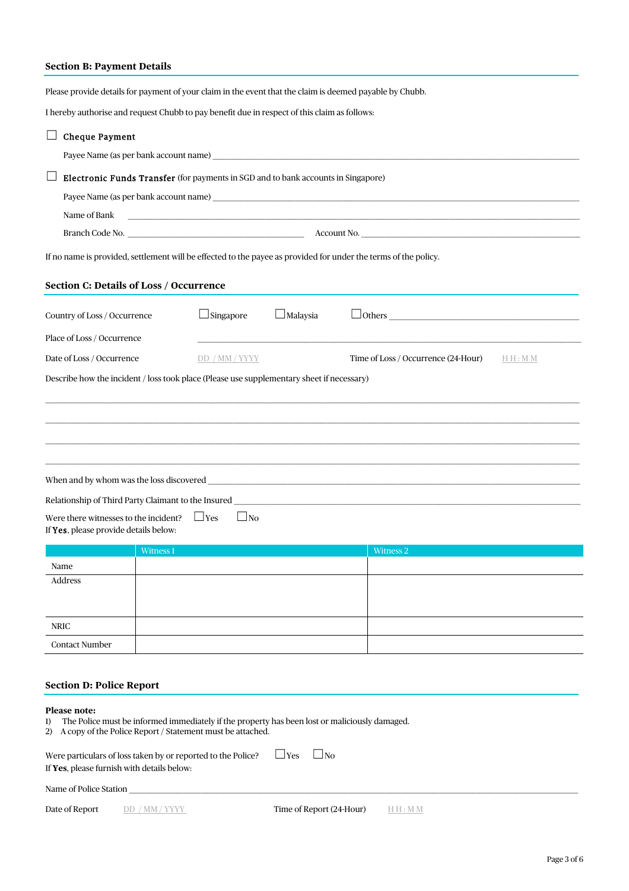## Section B: Payment Details

Please provide details for payment of your claim in the event that the claim is deemed payable by Chubb.

I hereby authorise and request Chubb to pay benefit due in respect of this claim as follows:

☐ **Cheque Payment**

Payee Name (as per bank account name) ______________________________

☐ **Electronic Funds Transfer** (for payments in SGD and to bank accounts in Singapore)

Payee Name (as per bank account name) ______________________________

Name of Bank ______________________________

Branch Code No. ______________________________ Account No. ______________________________

If no name is provided, settlement will be effected to the payee as provided for under the terms of the policy.

## Section C: Details of Loss / Occurrence

Country of Loss / Occurrence ☐ Singapore ☐ Malaysia ☐ Others ______________________________

Place of Loss / Occurrence ______________________________

Date of Loss / Occurrence DD / MM / YYYY Time of Loss / Occurrence (24-Hour) HH : MM

Describe how the incident / loss took place (Please use supplementary sheet if necessary)

______________________________

______________________________

______________________________

______________________________

When and by whom was the loss discovered ______________________________

Relationship of Third Party Claimant to the Insured ______________________________

Were there witnesses to the incident? ☐ Yes ☐ No

If **Yes**, please provide details below:

| | Witness 1 | Witness 2 |
|---|---|---|
| Name | | |
| Address | | |
| NRIC | | |
| Contact Number | | |

## Section D: Police Report

**Please note:**

1) The Police must be informed immediately if the property has been lost or maliciously damaged.
2) A copy of the Police Report / Statement must be attached.

Were particulars of loss taken by or reported to the Police? ☐ Yes ☐ No

If **Yes**, please furnish with details below:

Name of Police Station ______________________________

Date of Report DD / MM / YYYY Time of Report (24-Hour) HH : MM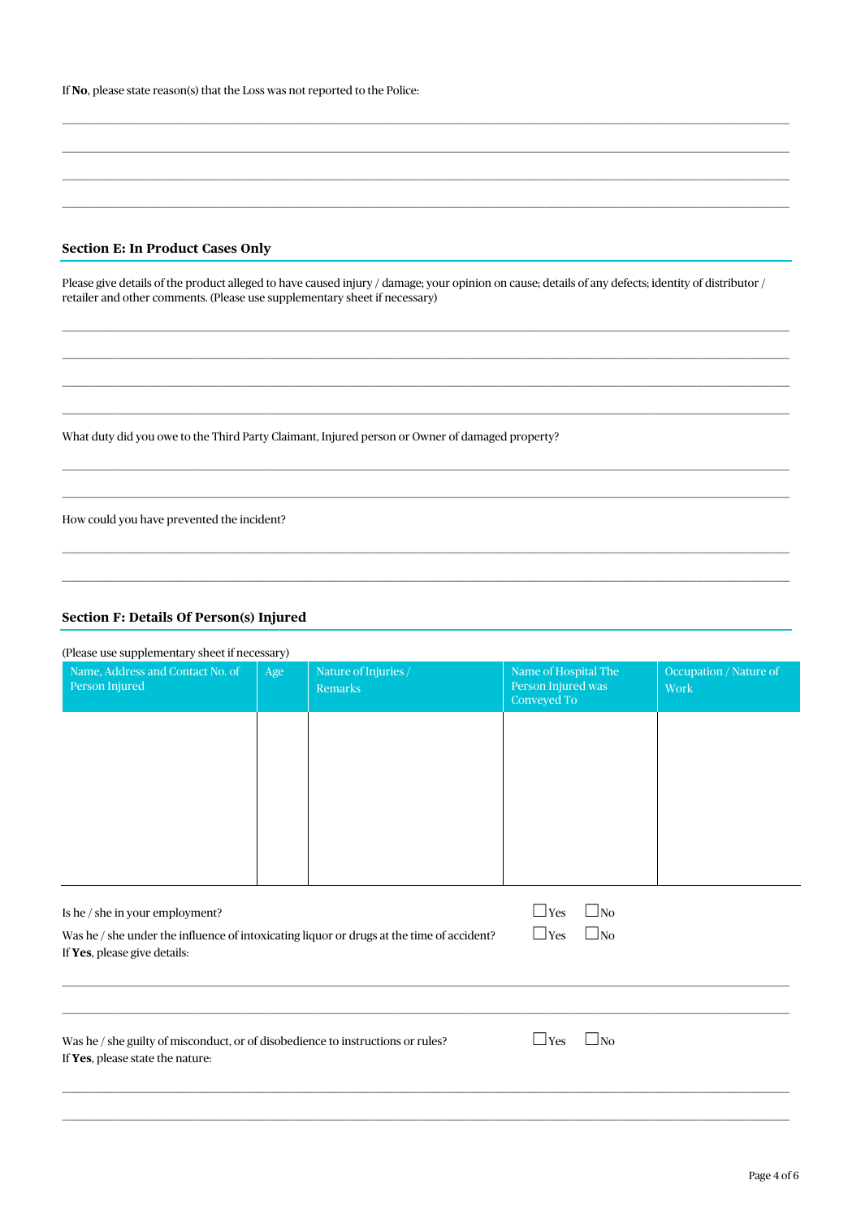If **No**, please state reason(s) that the Loss was not reported to the Police:

______________________________________________________________________________

______________________________________________________________________________

______________________________________________________________________________

______________________________________________________________________________

## Section E: In Product Cases Only

Please give details of the product alleged to have caused injury / damage; your opinion on cause; details of any defects; identity of distributor / retailer and other comments. (Please use supplementary sheet if necessary)

______________________________________________________________________________

______________________________________________________________________________

______________________________________________________________________________

______________________________________________________________________________

What duty did you owe to the Third Party Claimant, Injured person or Owner of damaged property?

______________________________________________________________________________

______________________________________________________________________________

How could you have prevented the incident?

______________________________________________________________________________

______________________________________________________________________________

## Section F: Details Of Person(s) Injured

(Please use supplementary sheet if necessary)

| Name, Address and Contact No. of Person Injured | Age | Nature of Injuries / Remarks | Name of Hospital The Person Injured was Conveyed To | Occupation / Nature of Work |
|---|---|---|---|---|
| | | | | |

Is he / she in your employment? ☐ Yes ☐ No

Was he / she under the influence of intoxicating liquor or drugs at the time of accident? ☐ Yes ☐ No

If **Yes**, please give details:

______________________________________________________________________________

______________________________________________________________________________

Was he / she guilty of misconduct, or of disobedience to instructions or rules? ☐ Yes ☐ No

If **Yes**, please state the nature:

______________________________________________________________________________

______________________________________________________________________________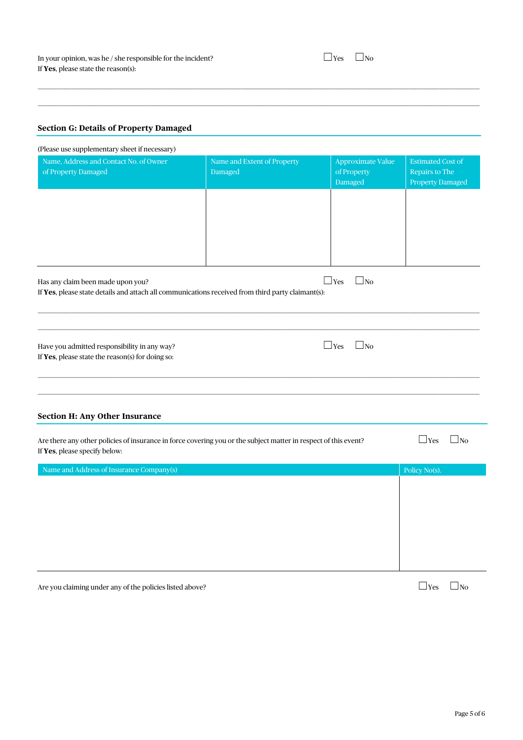In your opinion, was he / she responsible for the incident? ☐ Yes ☐ No
If **Yes**, please state the reason(s):

______________________________________________________________________

______________________________________________________________________

## Section G: Details of Property Damaged

(Please use supplementary sheet if necessary)

| Name, Address and Contact No. of Owner of Property Damaged | Name and Extent of Property Damaged | Approximate Value of Property Damaged | Estimated Cost of Repairs to The Property Damaged |
|---|---|---|---|
| | | | |

Has any claim been made upon you? ☐ Yes ☐ No
If **Yes**, please state details and attach all communications received from third party claimant(s):

______________________________________________________________________

______________________________________________________________________

Have you admitted responsibility in any way? ☐ Yes ☐ No
If **Yes**, please state the reason(s) for doing so:

______________________________________________________________________

______________________________________________________________________

## Section H: Any Other Insurance

Are there any other policies of insurance in force covering you or the subject matter in respect of this event? ☐ Yes ☐ No
If **Yes**, please specify below:

| Name and Address of Insurance Company(s) | Policy No(s). |
|---|---|
| | |

Are you claiming under any of the policies listed above? ☐ Yes ☐ No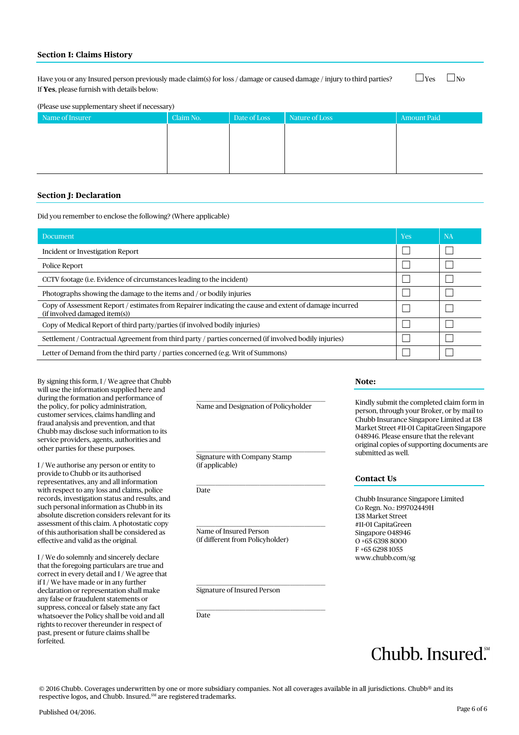## Section I: Claims History

Have you or any Insured person previously made claim(s) for loss / damage or caused damage / injury to third parties? ☐Yes ☐No

If **Yes**, please furnish with details below:

(Please use supplementary sheet if necessary)

| Name of Insurer | Claim No. | Date of Loss | Nature of Loss | Amount Paid |
|---|---|---|---|---|
| | | | | |

## Section J: Declaration

Did you remember to enclose the following? (Where applicable)

| Document | Yes | NA |
|---|---|---|
| Incident or Investigation Report | ☐ | ☐ |
| Police Report | ☐ | ☐ |
| CCTV footage (i.e. Evidence of circumstances leading to the incident) | ☐ | ☐ |
| Photographs showing the damage to the items and / or bodily injuries | ☐ | ☐ |
| Copy of Assessment Report / estimates from Repairer indicating the cause and extent of damage incurred (if involved damaged item(s)) | ☐ | ☐ |
| Copy of Medical Report of third party/parties (if involved bodily injuries) | ☐ | ☐ |
| Settlement / Contractual Agreement from third party / parties concerned (if involved bodily injuries) | ☐ | ☐ |
| Letter of Demand from the third party / parties concerned (e.g. Writ of Summons) | ☐ | ☐ |

By signing this form, I / We agree that Chubb will use the information supplied here and during the formation and performance of the policy, for policy administration, customer services, claims handling and fraud analysis and prevention, and that Chubb may disclose such information to its service providers, agents, authorities and other parties for these purposes.

I / We authorise any person or entity to provide to Chubb or its authorised representatives, any and all information with respect to any loss and claims, police records, investigation status and results, and such personal information as Chubb in its absolute discretion considers relevant for its assessment of this claim. A photostatic copy of this authorisation shall be considered as effective and valid as the original.

I / We do solemnly and sincerely declare that the foregoing particulars are true and correct in every detail and I / We agree that if I / We have made or in any further declaration or representation shall make any false or fraudulent statements or suppress, conceal or falsely state any fact whatsoever the Policy shall be void and all rights to recover thereunder in respect of past, present or future claims shall be forfeited.

\_\_\_\_\_\_\_\_\_\_\_\_\_\_\_\_\_\_\_\_\_\_\_\_\_\_\_\_\_\_\_\_\_\_
Name and Designation of Policyholder

\_\_\_\_\_\_\_\_\_\_\_\_\_\_\_\_\_\_\_\_\_\_\_\_\_\_\_\_\_\_\_\_\_\_
Signature with Company Stamp (if applicable)

\_\_\_\_\_\_\_\_\_\_\_\_\_\_\_\_\_\_\_\_\_\_\_\_\_\_\_\_\_\_\_\_\_\_
Date

\_\_\_\_\_\_\_\_\_\_\_\_\_\_\_\_\_\_\_\_\_\_\_\_\_\_\_\_\_\_\_\_\_\_
Name of Insured Person (if different from Policyholder)

\_\_\_\_\_\_\_\_\_\_\_\_\_\_\_\_\_\_\_\_\_\_\_\_\_\_\_\_\_\_\_\_\_\_
Signature of Insured Person

\_\_\_\_\_\_\_\_\_\_\_\_\_\_\_\_\_\_\_\_\_\_\_\_\_\_\_\_\_\_\_\_\_\_
Date

### Note:

Kindly submit the completed claim form in person, through your Broker, or by mail to Chubb Insurance Singapore Limited at 138 Market Street #11-01 CapitaGreen Singapore 048946. Please ensure that the relevant original copies of supporting documents are submitted as well.

### Contact Us

Chubb Insurance Singapore Limited
Co Regn. No.: 199702449H
138 Market Street
#11-01 CapitaGreen
Singapore 048946
O +65 6398 8000
F +65 6298 1055
www.chubb.com/sg

Chubb. Insured.℠

© 2016 Chubb. Coverages underwritten by one or more subsidiary companies. Not all coverages available in all jurisdictions. Chubb® and its respective logos, and Chubb. Insured.℠ are registered trademarks.

Published 04/2016.